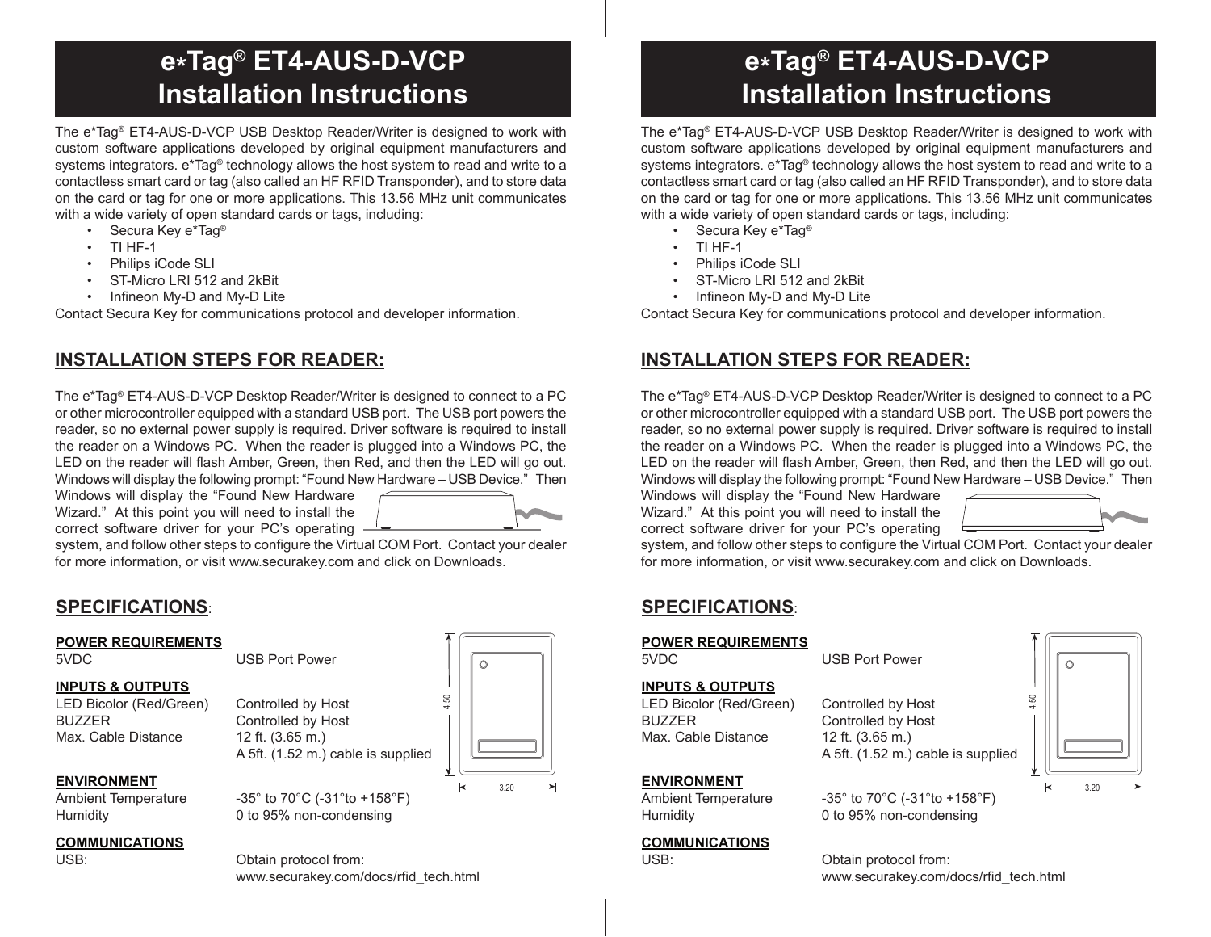# e*Tag® ET4-AUS-D-VCP Installation Instructions

The e*Tag® ET4-AUS-D-VCP USB Desktop Reader/Writer is designed to work with custom software applications developed by original equipment manufacturers and systems integrators. e*Tag® technology allows the host system to read and write to a contactless smart card or tag (also called an HF RFID Transponder), and to store data on the card or tag for one or more applications. This 13.56 MHz unit communicates with a wide variety of open standard cards or tags, including:

- Secura Key e*Tag®
- TI HF-1
- Philips iCode SLI
- ST-Micro LRI 512 and 2kBit
- Infineon My-D and My-D Lite

Contact Secura Key for communications protocol and developer information.

## INSTALLATION STEPS FOR READER:

The e*Tag® ET4-AUS-D-VCP Desktop Reader/Writer is designed to connect to a PC or other microcontroller equipped with a standard USB port. The USB port powers the reader, so no external power supply is required. Driver software is required to install the reader on a Windows PC. When the reader is plugged into a Windows PC, the LED on the reader will flash Amber, Green, then Red, and then the LED will go out. Windows will display the following prompt: "Found New Hardware – USB Device." Then Windows will display the "Found New Hardware Wizard." At this point you will need to install the correct software driver for your PC's operating system, and follow other steps to configure the Virtual COM Port. Contact your dealer for more information, or visit www.securakey.com and click on Downloads.

## SPECIFICATIONS:

**POWER REQUIREMENTS**

| | |
|---|---|
| 5VDC | USB Port Power |

**INPUTS & OUTPUTS**

| | |
|---|---|
| LED Bicolor (Red/Green) | Controlled by Host |
| BUZZER | Controlled by Host |
| Max. Cable Distance | 12 ft. (3.65 m.) A 5ft. (1.52 m.) cable is supplied |

**ENVIRONMENT**

| | |
|---|---|
| Ambient Temperature | -35° to 70°C (-31°to +158°F) |
| Humidity | 0 to 95% non-condensing |

**COMMUNICATIONS**

| | |
|---|---|
| USB: | Obtain protocol from: www.securakey.com/docs/rfid_tech.html |

# e*Tag® ET4-AUS-D-VCP Installation Instructions

The e*Tag® ET4-AUS-D-VCP USB Desktop Reader/Writer is designed to work with custom software applications developed by original equipment manufacturers and systems integrators. e*Tag® technology allows the host system to read and write to a contactless smart card or tag (also called an HF RFID Transponder), and to store data on the card or tag for one or more applications. This 13.56 MHz unit communicates with a wide variety of open standard cards or tags, including:

- Secura Key e*Tag®
- TI HF-1
- Philips iCode SLI
- ST-Micro LRI 512 and 2kBit
- Infineon My-D and My-D Lite

Contact Secura Key for communications protocol and developer information.

## INSTALLATION STEPS FOR READER:

The e*Tag® ET4-AUS-D-VCP Desktop Reader/Writer is designed to connect to a PC or other microcontroller equipped with a standard USB port. The USB port powers the reader, so no external power supply is required. Driver software is required to install the reader on a Windows PC. When the reader is plugged into a Windows PC, the LED on the reader will flash Amber, Green, then Red, and then the LED will go out. Windows will display the following prompt: "Found New Hardware – USB Device." Then Windows will display the "Found New Hardware Wizard." At this point you will need to install the correct software driver for your PC's operating system, and follow other steps to configure the Virtual COM Port. Contact your dealer for more information, or visit www.securakey.com and click on Downloads.

## SPECIFICATIONS:

**POWER REQUIREMENTS**

| | |
|---|---|
| 5VDC | USB Port Power |

**INPUTS & OUTPUTS**

| | |
|---|---|
| LED Bicolor (Red/Green) | Controlled by Host |
| BUZZER | Controlled by Host |
| Max. Cable Distance | 12 ft. (3.65 m.) A 5ft. (1.52 m.) cable is supplied |

**ENVIRONMENT**

| | |
|---|---|
| Ambient Temperature | -35° to 70°C (-31°to +158°F) |
| Humidity | 0 to 95% non-condensing |

**COMMUNICATIONS**

| | |
|---|---|
| USB: | Obtain protocol from: www.securakey.com/docs/rfid_tech.html |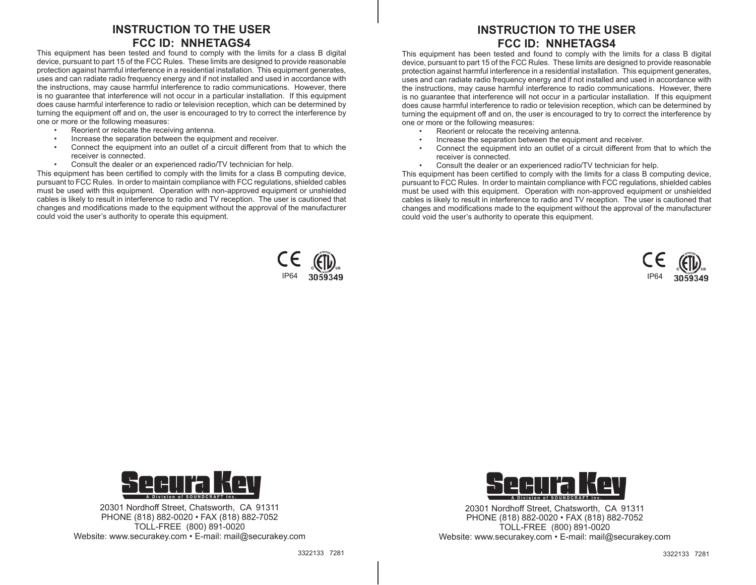# INSTRUCTION TO THE USER

## FCC ID: NNHETAGS4

This equipment has been tested and found to comply with the limits for a class B digital device, pursuant to part 15 of the FCC Rules. These limits are designed to provide reasonable protection against harmful interference in a residential installation. This equipment generates, uses and can radiate radio frequency energy and if not installed and used in accordance with the instructions, may cause harmful interference to radio communications. However, there is no guarantee that interference will not occur in a particular installation. If this equipment does cause harmful interference to radio or television reception, which can be determined by turning the equipment off and on, the user is encouraged to try to correct the interference by one or more or the following measures:

- Reorient or relocate the receiving antenna.
- Increase the separation between the equipment and receiver.
- Connect the equipment into an outlet of a circuit different from that to which the receiver is connected.
- Consult the dealer or an experienced radio/TV technician for help.

This equipment has been certified to comply with the limits for a class B computing device, pursuant to FCC Rules. In order to maintain compliance with FCC regulations, shielded cables must be used with this equipment. Operation with non-approved equipment or unshielded cables is likely to result in interference to radio and TV reception. The user is cautioned that changes and modifications made to the equipment without the approval of the manufacturer could void the user's authority to operate this equipment.

CE IP64 3059349

Secura Key
A Division of SOUNDCRAFT Inc.

20301 Nordhoff Street, Chatsworth, CA 91311
PHONE (818) 882-0020 • FAX (818) 882-7052
TOLL-FREE (800) 891-0020
Website: www.securakey.com • E-mail: mail@securakey.com

3322133 7281

# INSTRUCTION TO THE USER

## FCC ID: NNHETAGS4

This equipment has been tested and found to comply with the limits for a class B digital device, pursuant to part 15 of the FCC Rules. These limits are designed to provide reasonable protection against harmful interference in a residential installation. This equipment generates, uses and can radiate radio frequency energy and if not installed and used in accordance with the instructions, may cause harmful interference to radio communications. However, there is no guarantee that interference will not occur in a particular installation. If this equipment does cause harmful interference to radio or television reception, which can be determined by turning the equipment off and on, the user is encouraged to try to correct the interference by one or more or the following measures:

- Reorient or relocate the receiving antenna.
- Increase the separation between the equipment and receiver.
- Connect the equipment into an outlet of a circuit different from that to which the receiver is connected.
- Consult the dealer or an experienced radio/TV technician for help.

This equipment has been certified to comply with the limits for a class B computing device, pursuant to FCC Rules. In order to maintain compliance with FCC regulations, shielded cables must be used with this equipment. Operation with non-approved equipment or unshielded cables is likely to result in interference to radio and TV reception. The user is cautioned that changes and modifications made to the equipment without the approval of the manufacturer could void the user's authority to operate this equipment.

CE IP64 3059349

Secura Key
A Division of SOUNDCRAFT Inc.

20301 Nordhoff Street, Chatsworth, CA 91311
PHONE (818) 882-0020 • FAX (818) 882-7052
TOLL-FREE (800) 891-0020
Website: www.securakey.com • E-mail: mail@securakey.com

3322133 7281